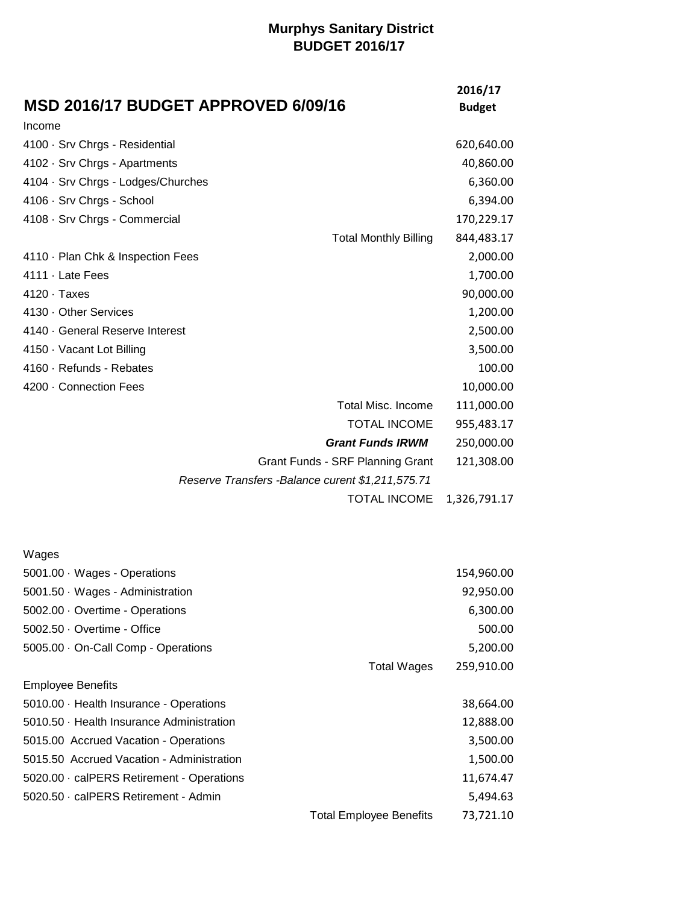# Murphys Sanitary District
# BUDGET 2016/17

| MSD 2016/17 BUDGET APPROVED 6/09/16 | 2016/17 Budget |
|---|---|
| Income | |
| 4100 · Srv Chrgs - Residential | 620,640.00 |
| 4102 · Srv Chrgs - Apartments | 40,860.00 |
| 4104 · Srv Chrgs - Lodges/Churches | 6,360.00 |
| 4106 · Srv Chrgs - School | 6,394.00 |
| 4108 · Srv Chrgs - Commercial | 170,229.17 |
| Total Monthly Billing | 844,483.17 |
| 4110 · Plan Chk & Inspection Fees | 2,000.00 |
| 4111 · Late Fees | 1,700.00 |
| 4120 · Taxes | 90,000.00 |
| 4130 · Other Services | 1,200.00 |
| 4140 · General Reserve Interest | 2,500.00 |
| 4150 · Vacant Lot Billing | 3,500.00 |
| 4160 · Refunds - Rebates | 100.00 |
| 4200 · Connection Fees | 10,000.00 |
| Total Misc. Income | 111,000.00 |
| TOTAL INCOME | 955,483.17 |
| ***Grant Funds IRWM*** | 250,000.00 |
| Grant Funds - SRF Planning Grant | 121,308.00 |
| *Reserve Transfers -Balance curent $1,211,575.71* | |
| TOTAL INCOME | 1,326,791.17 |
| | |
| Wages | |
| 5001.00 · Wages - Operations | 154,960.00 |
| 5001.50 · Wages - Administration | 92,950.00 |
| 5002.00 · Overtime - Operations | 6,300.00 |
| 5002.50 · Overtime - Office | 500.00 |
| 5005.00 · On-Call Comp - Operations | 5,200.00 |
| Total Wages | 259,910.00 |
| Employee Benefits | |
| 5010.00 · Health Insurance - Operations | 38,664.00 |
| 5010.50 · Health Insurance Administration | 12,888.00 |
| 5015.00 Accrued Vacation - Operations | 3,500.00 |
| 5015.50 Accrued Vacation - Administration | 1,500.00 |
| 5020.00 · calPERS Retirement - Operations | 11,674.47 |
| 5020.50 · calPERS Retirement - Admin | 5,494.63 |
| Total Employee Benefits | 73,721.10 |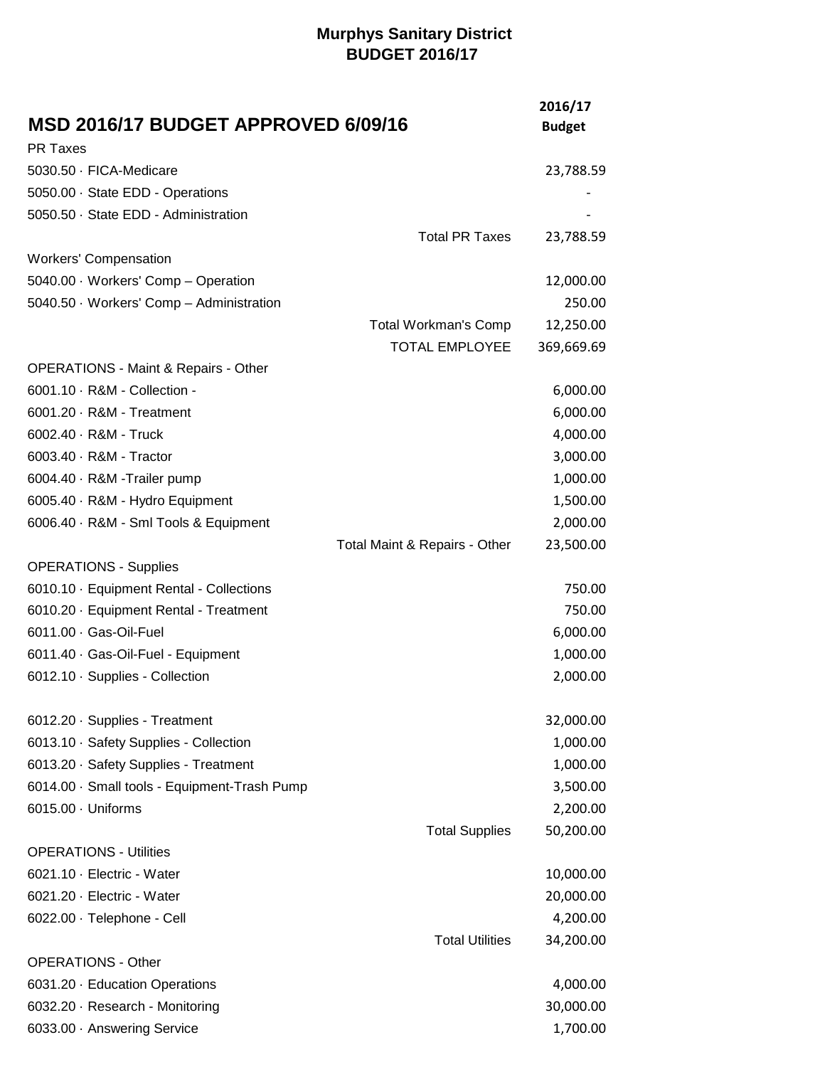**Murphys Sanitary District**
**BUDGET 2016/17**

| MSD 2016/17 BUDGET APPROVED 6/09/16 | | 2016/17 Budget |
|---|---|---|
| PR Taxes | | |
| 5030.50 · FICA-Medicare | | 23,788.59 |
| 5050.00 · State EDD - Operations | | - |
| 5050.50 · State EDD - Administration | | - |
| | Total PR Taxes | 23,788.59 |
| Workers' Compensation | | |
| 5040.00 · Workers' Comp – Operation | | 12,000.00 |
| 5040.50 · Workers' Comp – Administration | | 250.00 |
| | Total Workman's Comp | 12,250.00 |
| | TOTAL EMPLOYEE | 369,669.69 |
| OPERATIONS - Maint & Repairs - Other | | |
| 6001.10 · R&M - Collection - | | 6,000.00 |
| 6001.20 · R&M - Treatment | | 6,000.00 |
| 6002.40 · R&M - Truck | | 4,000.00 |
| 6003.40 · R&M - Tractor | | 3,000.00 |
| 6004.40 · R&M -Trailer pump | | 1,000.00 |
| 6005.40 · R&M - Hydro Equipment | | 1,500.00 |
| 6006.40 · R&M - Sml Tools & Equipment | | 2,000.00 |
| | Total Maint & Repairs - Other | 23,500.00 |
| OPERATIONS - Supplies | | |
| 6010.10 · Equipment Rental - Collections | | 750.00 |
| 6010.20 · Equipment Rental - Treatment | | 750.00 |
| 6011.00 · Gas-Oil-Fuel | | 6,000.00 |
| 6011.40 · Gas-Oil-Fuel - Equipment | | 1,000.00 |
| 6012.10 · Supplies - Collection | | 2,000.00 |
| 6012.20 · Supplies - Treatment | | 32,000.00 |
| 6013.10 · Safety Supplies - Collection | | 1,000.00 |
| 6013.20 · Safety Supplies - Treatment | | 1,000.00 |
| 6014.00 · Small tools - Equipment-Trash Pump | | 3,500.00 |
| 6015.00 · Uniforms | | 2,200.00 |
| | Total Supplies | 50,200.00 |
| OPERATIONS - Utilities | | |
| 6021.10 · Electric - Water | | 10,000.00 |
| 6021.20 · Electric - Water | | 20,000.00 |
| 6022.00 · Telephone - Cell | | 4,200.00 |
| | Total Utilities | 34,200.00 |
| OPERATIONS - Other | | |
| 6031.20 · Education Operations | | 4,000.00 |
| 6032.20 · Research - Monitoring | | 30,000.00 |
| 6033.00 · Answering Service | | 1,700.00 |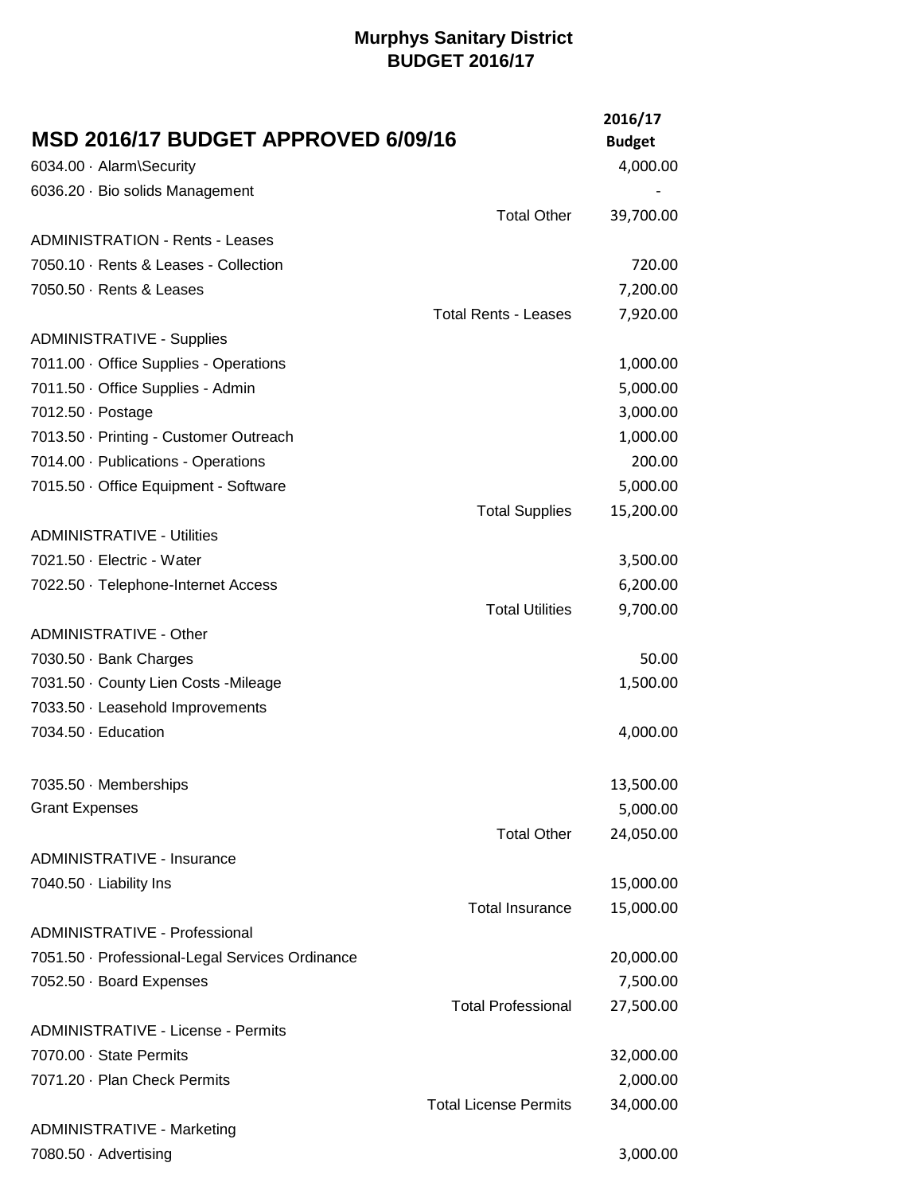**Murphys Sanitary District**
**BUDGET 2016/17**

| MSD 2016/17 BUDGET APPROVED 6/09/16 | | 2016/17 Budget |
|---|---|---|
| 6034.00 · Alarm\Security | | 4,000.00 |
| 6036.20 · Bio solids Management | | - |
| | Total Other | 39,700.00 |
| ADMINISTRATION - Rents - Leases | | |
| 7050.10 · Rents & Leases - Collection | | 720.00 |
| 7050.50 · Rents & Leases | | 7,200.00 |
| | Total Rents - Leases | 7,920.00 |
| ADMINISTRATIVE - Supplies | | |
| 7011.00 · Office Supplies - Operations | | 1,000.00 |
| 7011.50 · Office Supplies - Admin | | 5,000.00 |
| 7012.50 · Postage | | 3,000.00 |
| 7013.50 · Printing - Customer Outreach | | 1,000.00 |
| 7014.00 · Publications - Operations | | 200.00 |
| 7015.50 · Office Equipment - Software | | 5,000.00 |
| | Total Supplies | 15,200.00 |
| ADMINISTRATIVE - Utilities | | |
| 7021.50 · Electric - Water | | 3,500.00 |
| 7022.50 · Telephone-Internet Access | | 6,200.00 |
| | Total Utilities | 9,700.00 |
| ADMINISTRATIVE - Other | | |
| 7030.50 · Bank Charges | | 50.00 |
| 7031.50 · County Lien Costs -Mileage | | 1,500.00 |
| 7033.50 · Leasehold Improvements | | |
| 7034.50 · Education | | 4,000.00 |
| 7035.50 · Memberships | | 13,500.00 |
| Grant Expenses | | 5,000.00 |
| | Total Other | 24,050.00 |
| ADMINISTRATIVE - Insurance | | |
| 7040.50 · Liability Ins | | 15,000.00 |
| | Total Insurance | 15,000.00 |
| ADMINISTRATIVE - Professional | | |
| 7051.50 · Professional-Legal Services Ordinance | | 20,000.00 |
| 7052.50 · Board Expenses | | 7,500.00 |
| | Total Professional | 27,500.00 |
| ADMINISTRATIVE - License - Permits | | |
| 7070.00 · State Permits | | 32,000.00 |
| 7071.20 · Plan Check Permits | | 2,000.00 |
| | Total License Permits | 34,000.00 |
| ADMINISTRATIVE - Marketing | | |
| 7080.50 · Advertising | | 3,000.00 |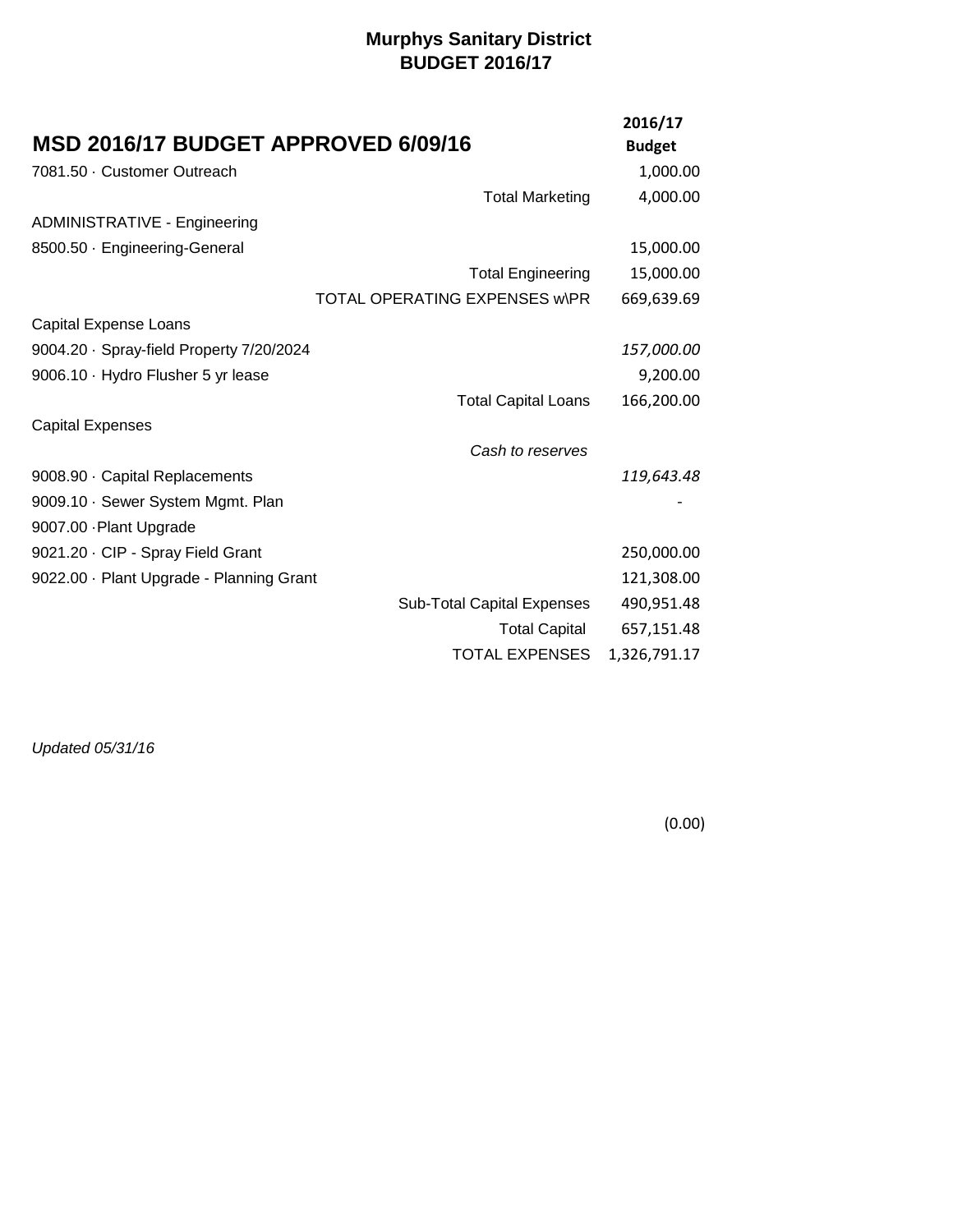**Murphys Sanitary District**
**BUDGET 2016/17**

| MSD 2016/17 BUDGET APPROVED 6/09/16 | 2016/17 Budget |
|---|---|
| 7081.50 · Customer Outreach | 1,000.00 |
| Total Marketing | 4,000.00 |
| ADMINISTRATIVE - Engineering | |
| 8500.50 · Engineering-General | 15,000.00 |
| Total Engineering | 15,000.00 |
| TOTAL OPERATING EXPENSES w\PR | 669,639.69 |
| Capital Expense Loans | |
| 9004.20 · Spray-field Property 7/20/2024 | *157,000.00* |
| 9006.10 · Hydro Flusher 5 yr lease | 9,200.00 |
| Total Capital Loans | 166,200.00 |
| Capital Expenses | |
| *Cash to reserves* | |
| 9008.90 · Capital Replacements | *119,643.48* |
| 9009.10 · Sewer System Mgmt. Plan | - |
| 9007.00 ·Plant Upgrade | |
| 9021.20 · CIP - Spray Field Grant | 250,000.00 |
| 9022.00 · Plant Upgrade - Planning Grant | 121,308.00 |
| Sub-Total Capital Expenses | 490,951.48 |
| Total Capital | 657,151.48 |
| TOTAL EXPENSES | 1,326,791.17 |

*Updated 05/31/16*

(0.00)